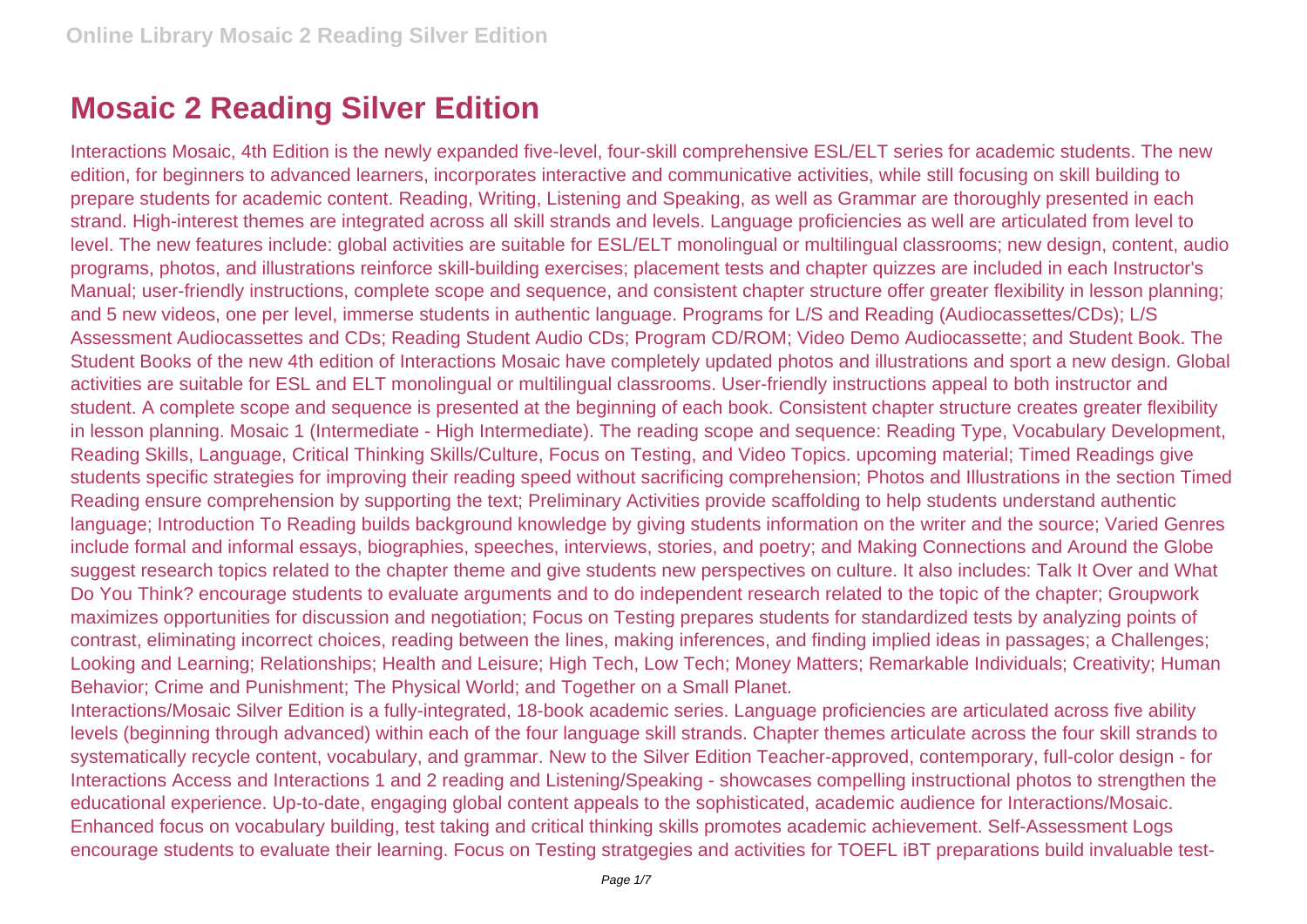# Mosaic 2 Reading Silver Edition

Interactions Mosaic, 4th Edition is the newly expanded five-level, four-skill comprehensive ESL/ELT series for academic students. The new edition, for beginners to advanced learners, incorporates interactive and communicative activities, while still focusing on skill building to prepare students for academic content. Reading, Writing, Listening and Speaking, as well as Grammar are thoroughly presented in each strand. High-interest themes are integrated across all skill strands and levels. Language proficiencies as well are articulated from level to level. The new features include: global activities are suitable for ESL/ELT monolingual or multilingual classrooms; new design, content, audio programs, photos, and illustrations reinforce skill-building exercises; placement tests and chapter quizzes are included in each Instructor's Manual; user-friendly instructions, complete scope and sequence, and consistent chapter structure offer greater flexibility in lesson planning; and 5 new videos, one per level, immerse students in authentic language. Programs for L/S and Reading (Audiocassettes/CDs); L/S Assessment Audiocassettes and CDs; Reading Student Audio CDs; Program CD/ROM; Video Demo Audiocassette; and Student Book. The Student Books of the new 4th edition of Interactions Mosaic have completely updated photos and illustrations and sport a new design. Global activities are suitable for ESL and ELT monolingual or multilingual classrooms. User-friendly instructions appeal to both instructor and student. A complete scope and sequence is presented at the beginning of each book. Consistent chapter structure creates greater flexibility in lesson planning. Mosaic 1 (Intermediate - High Intermediate). The reading scope and sequence: Reading Type, Vocabulary Development, Reading Skills, Language, Critical Thinking Skills/Culture, Focus on Testing, and Video Topics. upcoming material; Timed Readings give students specific strategies for improving their reading speed without sacrificing comprehension; Photos and Illustrations in the section Timed Reading ensure comprehension by supporting the text; Preliminary Activities provide scaffolding to help students understand authentic language; Introduction To Reading builds background knowledge by giving students information on the writer and the source; Varied Genres include formal and informal essays, biographies, speeches, interviews, stories, and poetry; and Making Connections and Around the Globe suggest research topics related to the chapter theme and give students new perspectives on culture. It also includes: Talk It Over and What Do You Think? encourage students to evaluate arguments and to do independent research related to the topic of the chapter; Groupwork maximizes opportunities for discussion and negotiation; Focus on Testing prepares students for standardized tests by analyzing points of contrast, eliminating incorrect choices, reading between the lines, making inferences, and finding implied ideas in passages; a Challenges; Looking and Learning; Relationships; Health and Leisure; High Tech, Low Tech; Money Matters; Remarkable Individuals; Creativity; Human Behavior; Crime and Punishment; The Physical World; and Together on a Small Planet.

Interactions/Mosaic Silver Edition is a fully-integrated, 18-book academic series. Language proficiencies are articulated across five ability levels (beginning through advanced) within each of the four language skill strands. Chapter themes articulate across the four skill strands to systematically recycle content, vocabulary, and grammar. New to the Silver Edition Teacher-approved, contemporary, full-color design - for Interactions Access and Interactions 1 and 2 reading and Listening/Speaking - showcases compelling instructional photos to strengthen the educational experience. Up-to-date, engaging global content appeals to the sophisticated, academic audience for Interactions/Mosaic. Enhanced focus on vocabulary building, test taking and critical thinking skills promotes academic achievement. Self-Assessment Logs encourage students to evaluate their learning. Focus on Testing stratgegies and activities for TOEFL iBT preparations build invaluable test-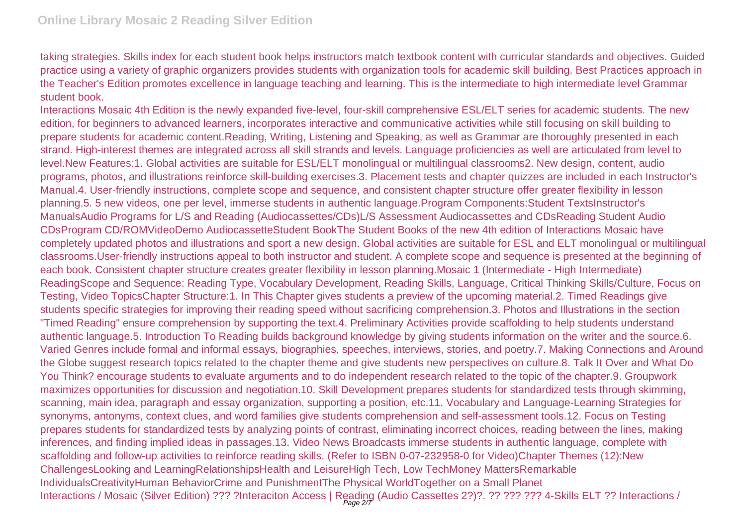taking strategies. Skills index for each student book helps instructors match textbook content with curricular standards and objectives. Guided practice using a variety of graphic organizers provides students with organization tools for academic skill building. Best Practices approach in the Teacher's Edition promotes excellence in language teaching and learning. This is the intermediate to high intermediate level Grammar student book.

Interactions Mosaic 4th Edition is the newly expanded five-level, four-skill comprehensive ESL/ELT series for academic students. The new edition, for beginners to advanced learners, incorporates interactive and communicative activities while still focusing on skill building to prepare students for academic content.Reading, Writing, Listening and Speaking, as well as Grammar are thoroughly presented in each strand. High-interest themes are integrated across all skill strands and levels. Language proficiencies as well are articulated from level to level.New Features:1. Global activities are suitable for ESL/ELT monolingual or multilingual classrooms2. New design, content, audio programs, photos, and illustrations reinforce skill-building exercises.3. Placement tests and chapter quizzes are included in each Instructor's Manual.4. User-friendly instructions, complete scope and sequence, and consistent chapter structure offer greater flexibility in lesson planning.5. 5 new videos, one per level, immerse students in authentic language.Program Components:Student TextsInstructor's ManualsAudio Programs for L/S and Reading (Audiocassettes/CDs)L/S Assessment Audiocassettes and CDsReading Student Audio CDsProgram CD/ROMVideoDemo AudiocassetteStudent BookThe Student Books of the new 4th edition of Interactions Mosaic have completely updated photos and illustrations and sport a new design. Global activities are suitable for ESL and ELT monolingual or multilingual classrooms.User-friendly instructions appeal to both instructor and student. A complete scope and sequence is presented at the beginning of each book. Consistent chapter structure creates greater flexibility in lesson planning.Mosaic 1 (Intermediate - High Intermediate) ReadingScope and Sequence: Reading Type, Vocabulary Development, Reading Skills, Language, Critical Thinking Skills/Culture, Focus on Testing, Video TopicsChapter Structure:1. In This Chapter gives students a preview of the upcoming material.2. Timed Readings give students specific strategies for improving their reading speed without sacrificing comprehension.3. Photos and Illustrations in the section "Timed Reading" ensure comprehension by supporting the text.4. Preliminary Activities provide scaffolding to help students understand authentic language.5. Introduction To Reading builds background knowledge by giving students information on the writer and the source.6. Varied Genres include formal and informal essays, biographies, speeches, interviews, stories, and poetry.7. Making Connections and Around the Globe suggest research topics related to the chapter theme and give students new perspectives on culture.8. Talk It Over and What Do You Think? encourage students to evaluate arguments and to do independent research related to the topic of the chapter.9. Groupwork maximizes opportunities for discussion and negotiation.10. Skill Development prepares students for standardized tests through skimming, scanning, main idea, paragraph and essay organization, supporting a position, etc.11. Vocabulary and Language-Learning Strategies for synonyms, antonyms, context clues, and word families give students comprehension and self-assessment tools.12. Focus on Testing prepares students for standardized tests by analyzing points of contrast, eliminating incorrect choices, reading between the lines, making inferences, and finding implied ideas in passages.13. Video News Broadcasts immerse students in authentic language, complete with scaffolding and follow-up activities to reinforce reading skills. (Refer to ISBN 0-07-232958-0 for Video)Chapter Themes (12):New ChallengesLooking and LearningRelationshipsHealth and LeisureHigh Tech, Low TechMoney MattersRemarkable IndividualsCreativityHuman BehaviorCrime and PunishmentThe Physical WorldTogether on a Small Planet

Interactions / Mosaic (Silver Edition) ??? ?Interaciton Access | Reading (Audio Cassettes 2?)?. ?? ??? ??? 4-Skills ELT ?? Interactions /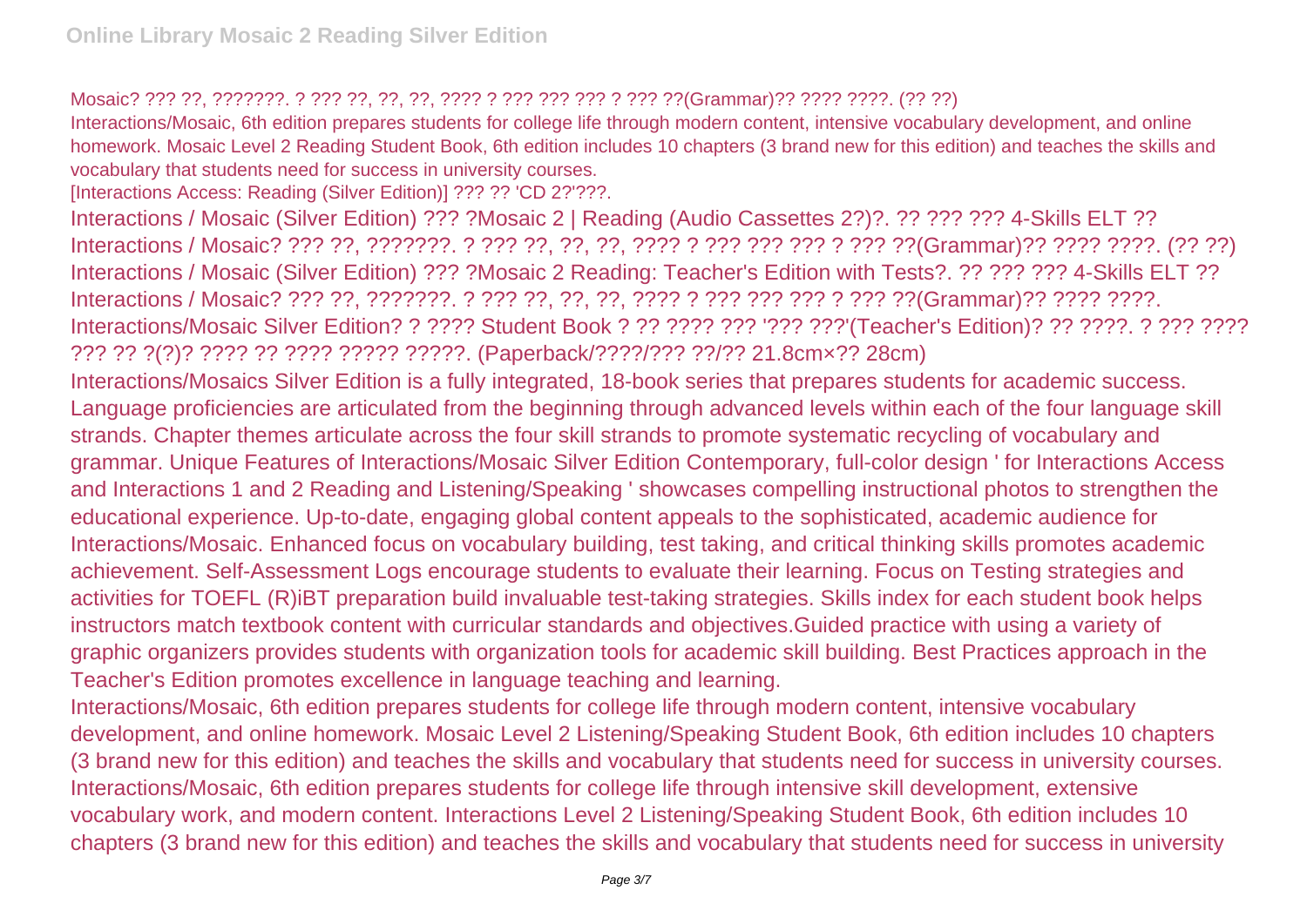Mosaic? ??? ??, ???????. ? ??? ??, ??, ??, ???? ? ??? ??? ??? ? ??? ??(Grammar)?? ???? ????. (?? ??)

Interactions/Mosaic, 6th edition prepares students for college life through modern content, intensive vocabulary development, and online homework. Mosaic Level 2 Reading Student Book, 6th edition includes 10 chapters (3 brand new for this edition) and teaches the skills and vocabulary that students need for success in university courses.

[Interactions Access: Reading (Silver Edition)] ??? ?? 'CD 2?'???.

Interactions / Mosaic (Silver Edition) ??? ?Mosaic 2 | Reading (Audio Cassettes 2?)?. ?? ??? ??? 4-Skills ELT ?? Interactions / Mosaic? ??? ??, ???????. ? ??? ??, ??, ??, ???? ? ??? ??? ??? ? ??? ??(Grammar)?? ???? ????. (?? ??)

Interactions / Mosaic (Silver Edition) ??? ?Mosaic 2 Reading: Teacher's Edition with Tests?. ?? ??? ??? 4-Skills ELT ?? Interactions / Mosaic? ??? ??, ???????. ? ??? ??, ??, ??, ???? ? ??? ??? ??? ? ??? ??(Grammar)?? ???? ????. Interactions/Mosaic Silver Edition? ? ???? Student Book ? ?? ???? ??? '??? ???'(Teacher's Edition)? ?? ????. ? ??? ???? ??? ?? ?(?)? ???? ?? ???? ????? ?????. (Paperback/????/??? ??/?? 21.8cm×?? 28cm)

Interactions/Mosaics Silver Edition is a fully integrated, 18-book series that prepares students for academic success. Language proficiencies are articulated from the beginning through advanced levels within each of the four language skill strands. Chapter themes articulate across the four skill strands to promote systematic recycling of vocabulary and grammar. Unique Features of Interactions/Mosaic Silver Edition Contemporary, full-color design ' for Interactions Access and Interactions 1 and 2 Reading and Listening/Speaking ' showcases compelling instructional photos to strengthen the educational experience. Up-to-date, engaging global content appeals to the sophisticated, academic audience for Interactions/Mosaic. Enhanced focus on vocabulary building, test taking, and critical thinking skills promotes academic achievement. Self-Assessment Logs encourage students to evaluate their learning. Focus on Testing strategies and activities for TOEFL (R)iBT preparation build invaluable test-taking strategies. Skills index for each student book helps instructors match textbook content with curricular standards and objectives.Guided practice with using a variety of graphic organizers provides students with organization tools for academic skill building. Best Practices approach in the Teacher's Edition promotes excellence in language teaching and learning.

Interactions/Mosaic, 6th edition prepares students for college life through modern content, intensive vocabulary development, and online homework. Mosaic Level 2 Listening/Speaking Student Book, 6th edition includes 10 chapters (3 brand new for this edition) and teaches the skills and vocabulary that students need for success in university courses. Interactions/Mosaic, 6th edition prepares students for college life through intensive skill development, extensive vocabulary work, and modern content. Interactions Level 2 Listening/Speaking Student Book, 6th edition includes 10 chapters (3 brand new for this edition) and teaches the skills and vocabulary that students need for success in university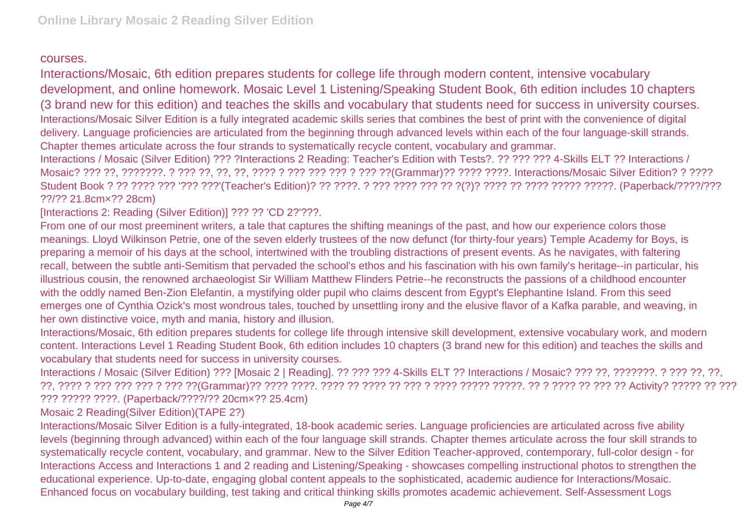courses.

Interactions/Mosaic, 6th edition prepares students for college life through modern content, intensive vocabulary development, and online homework. Mosaic Level 1 Listening/Speaking Student Book, 6th edition includes 10 chapters (3 brand new for this edition) and teaches the skills and vocabulary that students need for success in university courses.

Interactions/Mosaic Silver Edition is a fully integrated academic skills series that combines the best of print with the convenience of digital delivery. Language proficiencies are articulated from the beginning through advanced levels within each of the four language-skill strands. Chapter themes articulate across the four strands to systematically recycle content, vocabulary and grammar.

Interactions / Mosaic (Silver Edition) ??? ?Interactions 2 Reading: Teacher's Edition with Tests?. ?? ??? ??? 4-Skills ELT ?? Interactions / Mosaic? ??? ??, ???????. ? ??? ??, ??, ??, ???? ? ??? ??? ??? ? ??? ??(Grammar)?? ???? ????. Interactions/Mosaic Silver Edition? ? ???? Student Book ? ?? ???? ??? '??? ???'(Teacher's Edition)? ?? ????. ? ??? ???? ??? ?? ?(?)? ???? ?? ???? ????? ?????. (Paperback/????/??? ??/?? 21.8cm×?? 28cm)

[Interactions 2: Reading (Silver Edition)] ??? ?? 'CD 2?'???.

From one of our most preeminent writers, a tale that captures the shifting meanings of the past, and how our experience colors those meanings. Lloyd Wilkinson Petrie, one of the seven elderly trustees of the now defunct (for thirty-four years) Temple Academy for Boys, is preparing a memoir of his days at the school, intertwined with the troubling distractions of present events. As he navigates, with faltering recall, between the subtle anti-Semitism that pervaded the school's ethos and his fascination with his own family's heritage--in particular, his illustrious cousin, the renowned archaeologist Sir William Matthew Flinders Petrie--he reconstructs the passions of a childhood encounter with the oddly named Ben-Zion Elefantin, a mystifying older pupil who claims descent from Egypt's Elephantine Island. From this seed emerges one of Cynthia Ozick's most wondrous tales, touched by unsettling irony and the elusive flavor of a Kafka parable, and weaving, in her own distinctive voice, myth and mania, history and illusion.

Interactions/Mosaic, 6th edition prepares students for college life through intensive skill development, extensive vocabulary work, and modern content. Interactions Level 1 Reading Student Book, 6th edition includes 10 chapters (3 brand new for this edition) and teaches the skills and vocabulary that students need for success in university courses.

Interactions / Mosaic (Silver Edition) ??? [Mosaic 2 | Reading]. ?? ??? ??? 4-Skills ELT ?? Interactions / Mosaic? ??? ??, ???????. ? ??? ??, ??, ??, ???? ? ??? ??? ??? ? ??? ??(Grammar)?? ???? ????. ???? ?? ???? ?? ??? ? ???? ????? ?????. ?? ? ???? ?? ??? ?? Activity? ????? ?? ??? ??? ????? ????. (Paperback/????/?? 20cm×?? 25.4cm)

Mosaic 2 Reading(Silver Edition)(TAPE 2?)

Interactions/Mosaic Silver Edition is a fully-integrated, 18-book academic series. Language proficiencies are articulated across five ability levels (beginning through advanced) within each of the four language skill strands. Chapter themes articulate across the four skill strands to systematically recycle content, vocabulary, and grammar. New to the Silver Edition Teacher-approved, contemporary, full-color design - for Interactions Access and Interactions 1 and 2 reading and Listening/Speaking - showcases compelling instructional photos to strengthen the educational experience. Up-to-date, engaging global content appeals to the sophisticated, academic audience for Interactions/Mosaic. Enhanced focus on vocabulary building, test taking and critical thinking skills promotes academic achievement. Self-Assessment Logs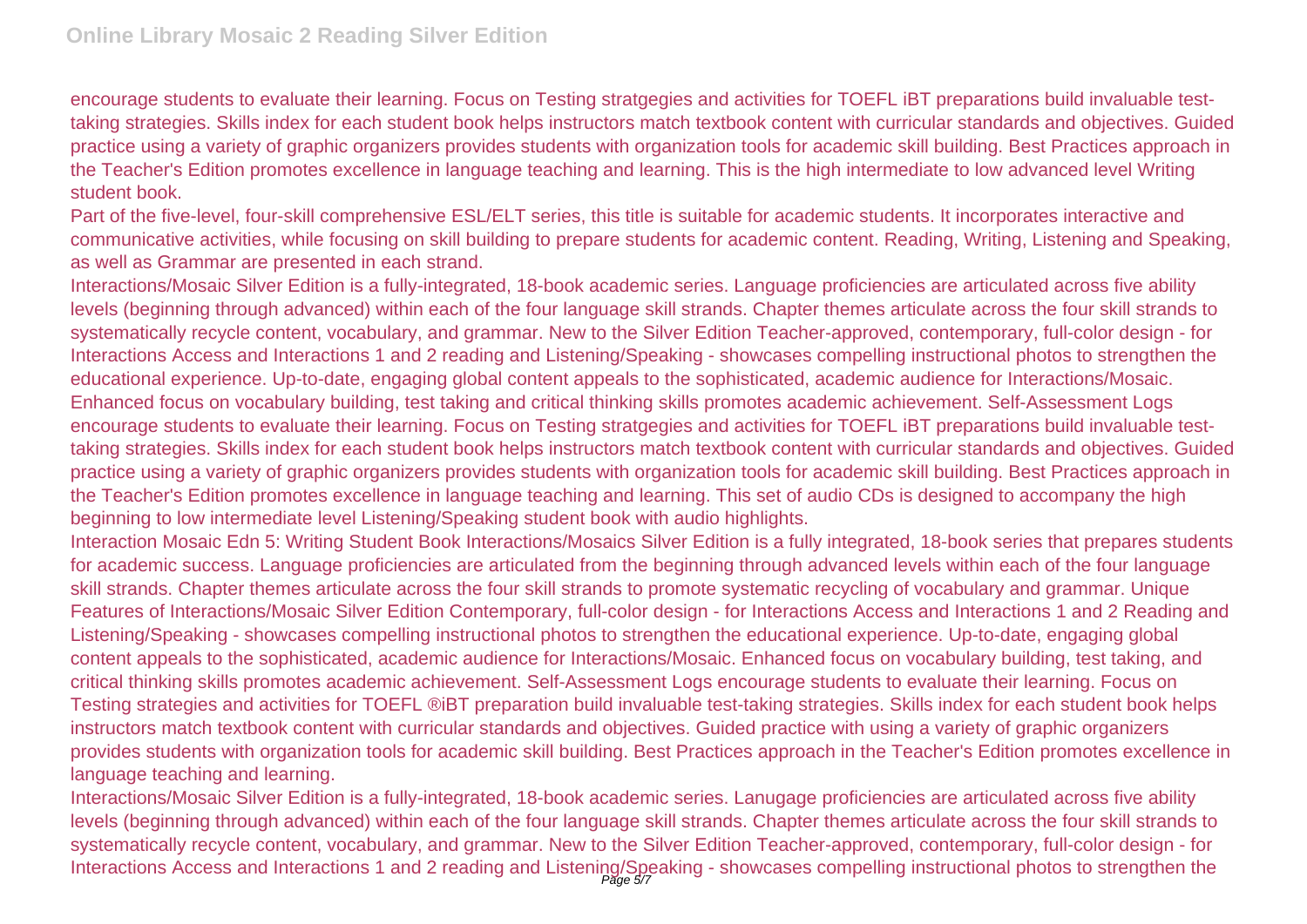encourage students to evaluate their learning. Focus on Testing stratgegies and activities for TOEFL iBT preparations build invaluable test-taking strategies. Skills index for each student book helps instructors match textbook content with curricular standards and objectives. Guided practice using a variety of graphic organizers provides students with organization tools for academic skill building. Best Practices approach in the Teacher's Edition promotes excellence in language teaching and learning. This is the high intermediate to low advanced level Writing student book.

Part of the five-level, four-skill comprehensive ESL/ELT series, this title is suitable for academic students. It incorporates interactive and communicative activities, while focusing on skill building to prepare students for academic content. Reading, Writing, Listening and Speaking, as well as Grammar are presented in each strand.

Interactions/Mosaic Silver Edition is a fully-integrated, 18-book academic series. Language proficiencies are articulated across five ability levels (beginning through advanced) within each of the four language skill strands. Chapter themes articulate across the four skill strands to systematically recycle content, vocabulary, and grammar. New to the Silver Edition Teacher-approved, contemporary, full-color design - for Interactions Access and Interactions 1 and 2 reading and Listening/Speaking - showcases compelling instructional photos to strengthen the educational experience. Up-to-date, engaging global content appeals to the sophisticated, academic audience for Interactions/Mosaic. Enhanced focus on vocabulary building, test taking and critical thinking skills promotes academic achievement. Self-Assessment Logs encourage students to evaluate their learning. Focus on Testing stratgegies and activities for TOEFL iBT preparations build invaluable test-taking strategies. Skills index for each student book helps instructors match textbook content with curricular standards and objectives. Guided practice using a variety of graphic organizers provides students with organization tools for academic skill building. Best Practices approach in the Teacher's Edition promotes excellence in language teaching and learning. This set of audio CDs is designed to accompany the high beginning to low intermediate level Listening/Speaking student book with audio highlights.

Interaction Mosaic Edn 5: Writing Student Book Interactions/Mosaics Silver Edition is a fully integrated, 18-book series that prepares students for academic success. Language proficiencies are articulated from the beginning through advanced levels within each of the four language skill strands. Chapter themes articulate across the four skill strands to promote systematic recycling of vocabulary and grammar. Unique Features of Interactions/Mosaic Silver Edition Contemporary, full-color design - for Interactions Access and Interactions 1 and 2 Reading and Listening/Speaking - showcases compelling instructional photos to strengthen the educational experience. Up-to-date, engaging global content appeals to the sophisticated, academic audience for Interactions/Mosaic. Enhanced focus on vocabulary building, test taking, and critical thinking skills promotes academic achievement. Self-Assessment Logs encourage students to evaluate their learning. Focus on Testing strategies and activities for TOEFL ®iBT preparation build invaluable test-taking strategies. Skills index for each student book helps instructors match textbook content with curricular standards and objectives. Guided practice with using a variety of graphic organizers provides students with organization tools for academic skill building. Best Practices approach in the Teacher's Edition promotes excellence in language teaching and learning.

Interactions/Mosaic Silver Edition is a fully-integrated, 18-book academic series. Lanugage proficiencies are articulated across five ability levels (beginning through advanced) within each of the four language skill strands. Chapter themes articulate across the four skill strands to systematically recycle content, vocabulary, and grammar. New to the Silver Edition Teacher-approved, contemporary, full-color design - for Interactions Access and Interactions 1 and 2 reading and Listening/Speaking - showcases compelling instructional photos to strengthen the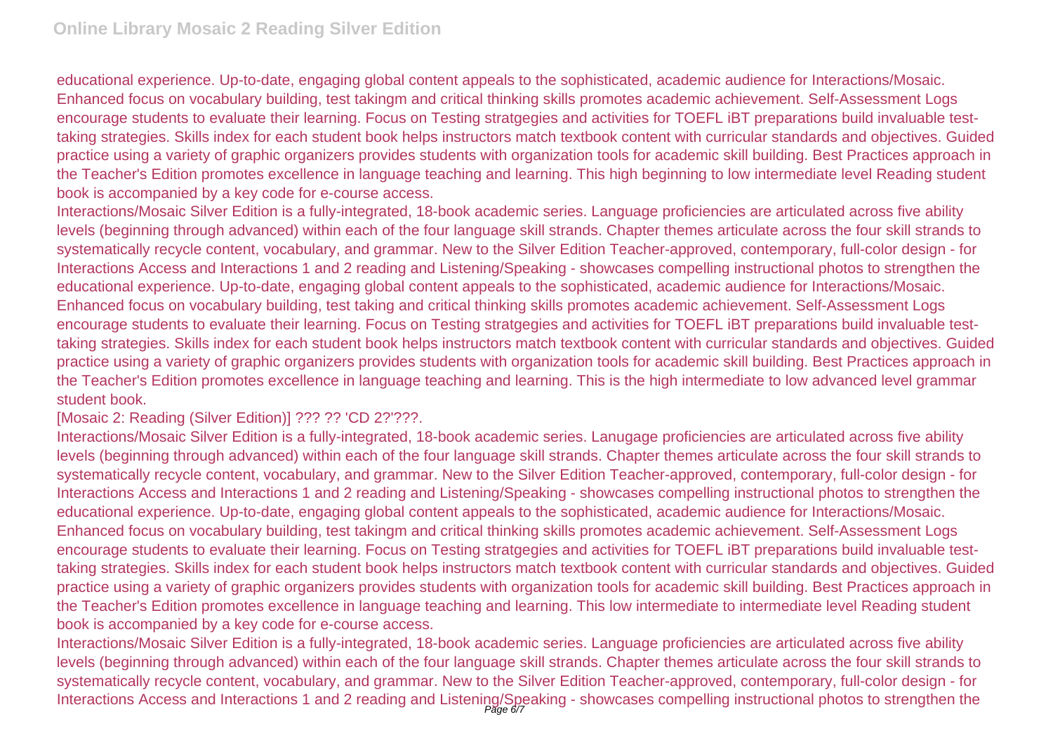educational experience. Up-to-date, engaging global content appeals to the sophisticated, academic audience for Interactions/Mosaic. Enhanced focus on vocabulary building, test takingm and critical thinking skills promotes academic achievement. Self-Assessment Logs encourage students to evaluate their learning. Focus on Testing stratgegies and activities for TOEFL iBT preparations build invaluable test-taking strategies. Skills index for each student book helps instructors match textbook content with curricular standards and objectives. Guided practice using a variety of graphic organizers provides students with organization tools for academic skill building. Best Practices approach in the Teacher's Edition promotes excellence in language teaching and learning. This high beginning to low intermediate level Reading student book is accompanied by a key code for e-course access.

Interactions/Mosaic Silver Edition is a fully-integrated, 18-book academic series. Language proficiencies are articulated across five ability levels (beginning through advanced) within each of the four language skill strands. Chapter themes articulate across the four skill strands to systematically recycle content, vocabulary, and grammar. New to the Silver Edition Teacher-approved, contemporary, full-color design - for Interactions Access and Interactions 1 and 2 reading and Listening/Speaking - showcases compelling instructional photos to strengthen the educational experience. Up-to-date, engaging global content appeals to the sophisticated, academic audience for Interactions/Mosaic. Enhanced focus on vocabulary building, test taking and critical thinking skills promotes academic achievement. Self-Assessment Logs encourage students to evaluate their learning. Focus on Testing stratgegies and activities for TOEFL iBT preparations build invaluable test-taking strategies. Skills index for each student book helps instructors match textbook content with curricular standards and objectives. Guided practice using a variety of graphic organizers provides students with organization tools for academic skill building. Best Practices approach in the Teacher's Edition promotes excellence in language teaching and learning. This is the high intermediate to low advanced level grammar student book.

[Mosaic 2: Reading (Silver Edition)] ??? ?? 'CD 2?'???.

Interactions/Mosaic Silver Edition is a fully-integrated, 18-book academic series. Lanugage proficiencies are articulated across five ability levels (beginning through advanced) within each of the four language skill strands. Chapter themes articulate across the four skill strands to systematically recycle content, vocabulary, and grammar. New to the Silver Edition Teacher-approved, contemporary, full-color design - for Interactions Access and Interactions 1 and 2 reading and Listening/Speaking - showcases compelling instructional photos to strengthen the educational experience. Up-to-date, engaging global content appeals to the sophisticated, academic audience for Interactions/Mosaic. Enhanced focus on vocabulary building, test takingm and critical thinking skills promotes academic achievement. Self-Assessment Logs encourage students to evaluate their learning. Focus on Testing stratgegies and activities for TOEFL iBT preparations build invaluable test-taking strategies. Skills index for each student book helps instructors match textbook content with curricular standards and objectives. Guided practice using a variety of graphic organizers provides students with organization tools for academic skill building. Best Practices approach in the Teacher's Edition promotes excellence in language teaching and learning. This low intermediate to intermediate level Reading student book is accompanied by a key code for e-course access.

Interactions/Mosaic Silver Edition is a fully-integrated, 18-book academic series. Language proficiencies are articulated across five ability levels (beginning through advanced) within each of the four language skill strands. Chapter themes articulate across the four skill strands to systematically recycle content, vocabulary, and grammar. New to the Silver Edition Teacher-approved, contemporary, full-color design - for Interactions Access and Interactions 1 and 2 reading and Listening/Speaking - showcases compelling instructional photos to strengthen the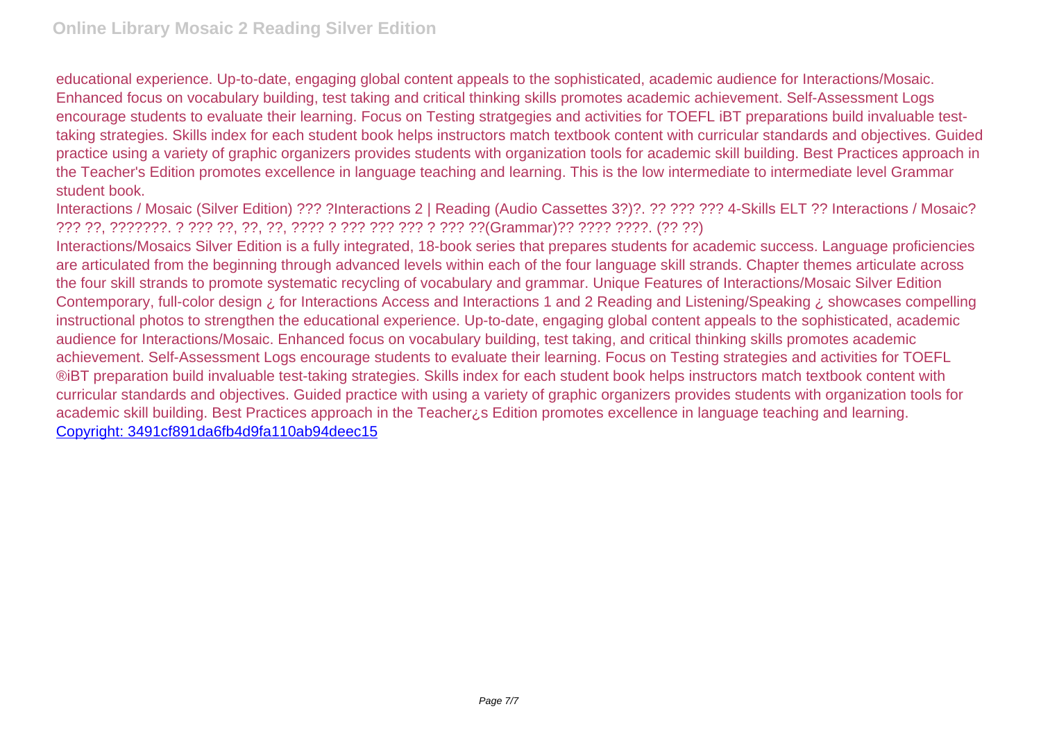educational experience. Up-to-date, engaging global content appeals to the sophisticated, academic audience for Interactions/Mosaic. Enhanced focus on vocabulary building, test taking and critical thinking skills promotes academic achievement. Self-Assessment Logs encourage students to evaluate their learning. Focus on Testing stratgegies and activities for TOEFL iBT preparations build invaluable test-taking strategies. Skills index for each student book helps instructors match textbook content with curricular standards and objectives. Guided practice using a variety of graphic organizers provides students with organization tools for academic skill building. Best Practices approach in the Teacher's Edition promotes excellence in language teaching and learning. This is the low intermediate to intermediate level Grammar student book.

Interactions / Mosaic (Silver Edition) ??? ?Interactions 2 | Reading (Audio Cassettes 3?)?. ?? ??? ??? 4-Skills ELT ?? Interactions / Mosaic? ??? ??, ???????. ? ??? ??, ??, ??, ???? ? ??? ??? ??? ? ??? ??(Grammar)?? ???? ????. (?? ??)

Interactions/Mosaics Silver Edition is a fully integrated, 18-book series that prepares students for academic success. Language proficiencies are articulated from the beginning through advanced levels within each of the four language skill strands. Chapter themes articulate across the four skill strands to promote systematic recycling of vocabulary and grammar. Unique Features of Interactions/Mosaic Silver Edition Contemporary, full-color design ¿ for Interactions Access and Interactions 1 and 2 Reading and Listening/Speaking ¿ showcases compelling instructional photos to strengthen the educational experience. Up-to-date, engaging global content appeals to the sophisticated, academic audience for Interactions/Mosaic. Enhanced focus on vocabulary building, test taking, and critical thinking skills promotes academic achievement. Self-Assessment Logs encourage students to evaluate their learning. Focus on Testing strategies and activities for TOEFL ®iBT preparation build invaluable test-taking strategies. Skills index for each student book helps instructors match textbook content with curricular standards and objectives. Guided practice with using a variety of graphic organizers provides students with organization tools for academic skill building. Best Practices approach in the Teacher¿s Edition promotes excellence in language teaching and learning.

Copyright: 3491cf891da6fb4d9fa110ab94deec15